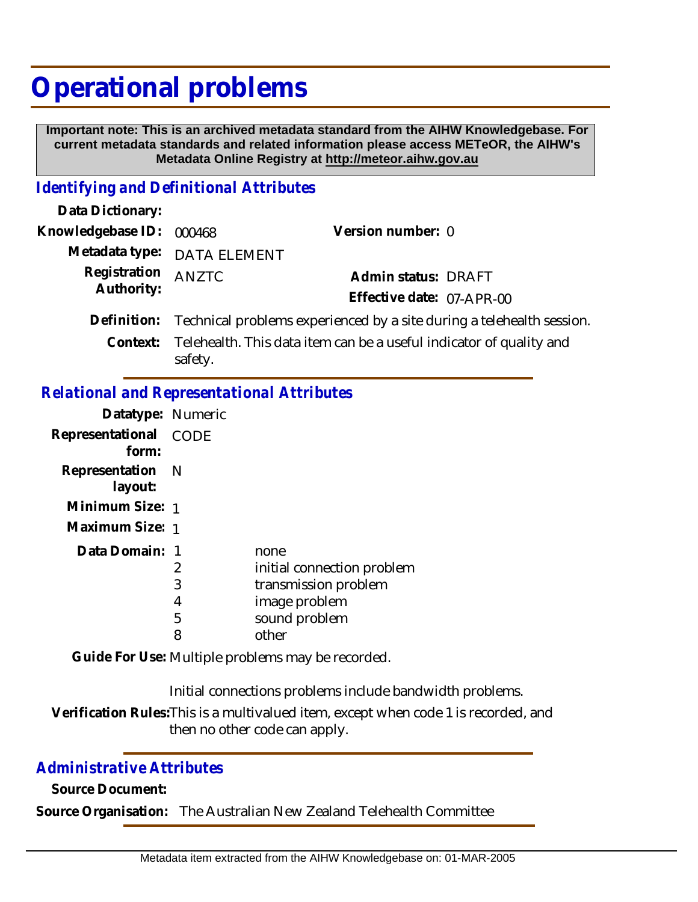# Operational problems

**Important note: This is an archived metadata standard from the AIHW Knowledgebase. For current metadata standards and related information please access METeOR, the AIHW's Metadata Online Registry at http://meteor.aihw.gov.au**

## *Identifying and Definitional Attributes*

**Data Dictionary:**

**Knowledgebase ID:** 000468 **Version number:** 0

**Metadata type:** DATA ELEMENT

**Registration Authority:** ANZTC **Admin status:** DRAFT

**Effective date:** 07-APR-00

**Definition:** Technical problems experienced by a site during a telehealth session.

**Context:** Telehealth. This data item can be a useful indicator of quality and safety.

## *Relational and Representational Attributes*

**Datatype:** Numeric

**Representational form:** CODE

**Representation layout:** N

**Minimum Size:** 1

**Maximum Size:** 1

**Data Domain:**

| | |
|---|---|
| 1 | none |
| 2 | initial connection problem |
| 3 | transmission problem |
| 4 | image problem |
| 5 | sound problem |
| 8 | other |

**Guide For Use:** Multiple problems may be recorded.

Initial connections problems include bandwidth problems.

**Verification Rules:** This is a multivalued item, except when code 1 is recorded, and then no other code can apply.

## *Administrative Attributes*

**Source Document:**

**Source Organisation:** The Australian New Zealand Telehealth Committee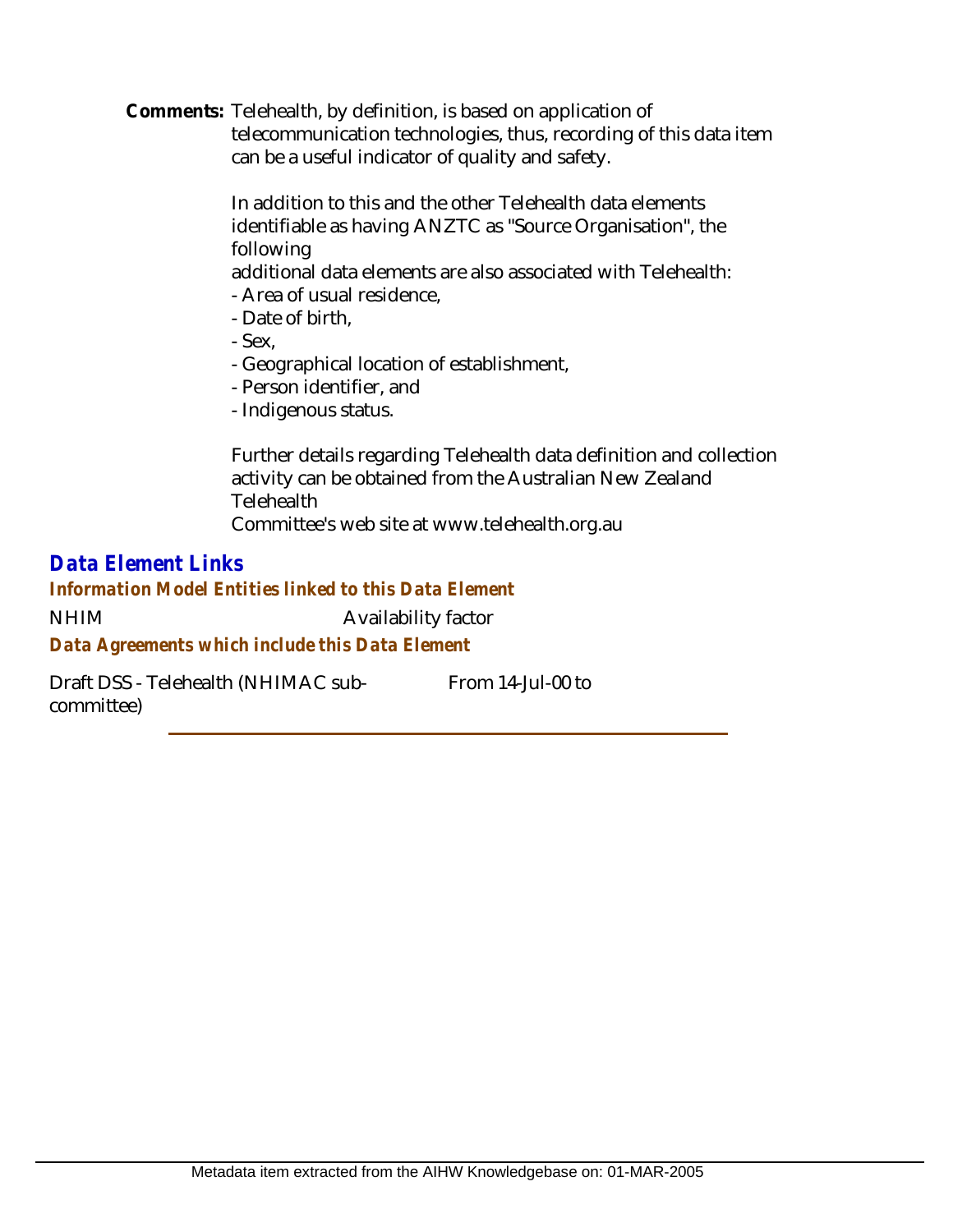**Comments:** Telehealth, by definition, is based on application of telecommunication technologies, thus, recording of this data item can be a useful indicator of quality and safety.

In addition to this and the other Telehealth data elements identifiable as having ANZTC as "Source Organisation", the following additional data elements are also associated with Telehealth:

- Area of usual residence,
- Date of birth,
- Sex,
- Geographical location of establishment,
- Person identifier, and
- Indigenous status.

Further details regarding Telehealth data definition and collection activity can be obtained from the Australian New Zealand Telehealth Committee's web site at www.telehealth.org.au

## Data Element Links

### Information Model Entities linked to this Data Element

| | |
|---|---|
| NHIM | Availability factor |

### Data Agreements which include this Data Element

| | |
|---|---|
| Draft DSS - Telehealth (NHIMAC sub-committee) | From 14-Jul-00 to |

Metadata item extracted from the AIHW Knowledgebase on: 01-MAR-2005